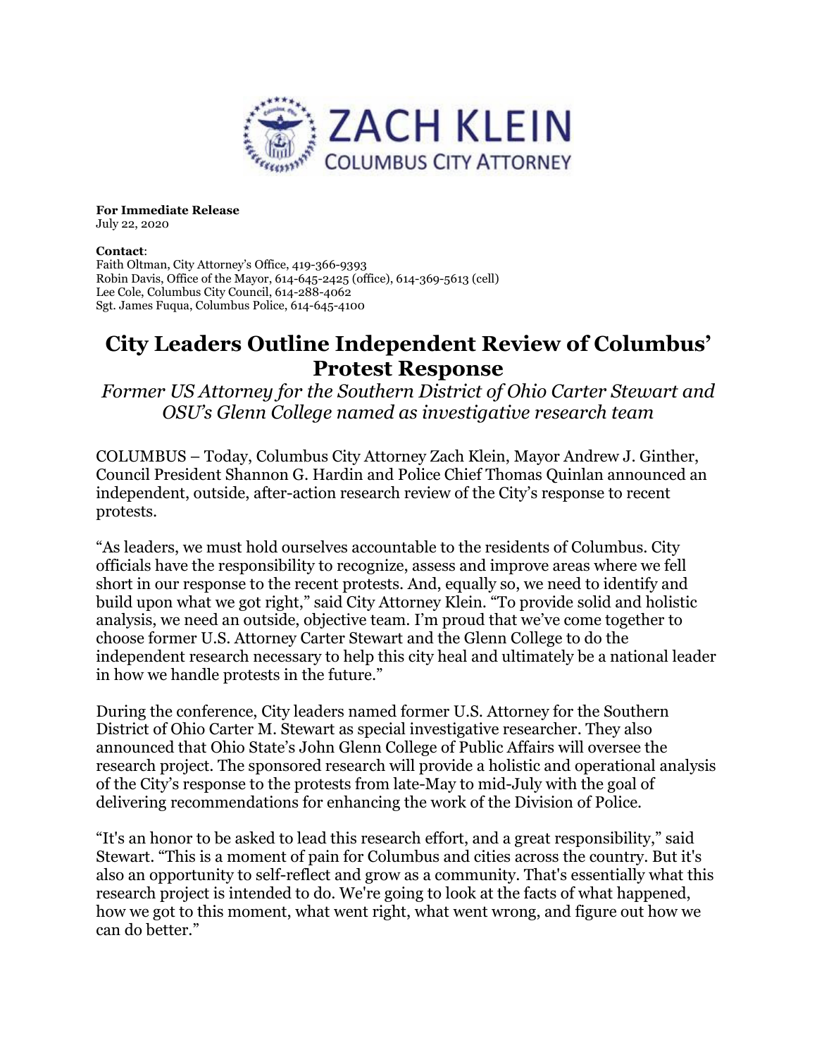ZACH KLEIN
COLUMBUS CITY ATTORNEY

**For Immediate Release**
July 22, 2020

**Contact**:
Faith Oltman, City Attorney's Office, 419-366-9393
Robin Davis, Office of the Mayor, 614-645-2425 (office), 614-369-5613 (cell)
Lee Cole, Columbus City Council, 614-288-4062
Sgt. James Fuqua, Columbus Police, 614-645-4100

# City Leaders Outline Independent Review of Columbus' Protest Response

*Former US Attorney for the Southern District of Ohio Carter Stewart and OSU's Glenn College named as investigative research team*

COLUMBUS – Today, Columbus City Attorney Zach Klein, Mayor Andrew J. Ginther, Council President Shannon G. Hardin and Police Chief Thomas Quinlan announced an independent, outside, after-action research review of the City's response to recent protests.

"As leaders, we must hold ourselves accountable to the residents of Columbus. City officials have the responsibility to recognize, assess and improve areas where we fell short in our response to the recent protests. And, equally so, we need to identify and build upon what we got right," said City Attorney Klein. "To provide solid and holistic analysis, we need an outside, objective team. I'm proud that we've come together to choose former U.S. Attorney Carter Stewart and the Glenn College to do the independent research necessary to help this city heal and ultimately be a national leader in how we handle protests in the future."

During the conference, City leaders named former U.S. Attorney for the Southern District of Ohio Carter M. Stewart as special investigative researcher. They also announced that Ohio State's John Glenn College of Public Affairs will oversee the research project. The sponsored research will provide a holistic and operational analysis of the City's response to the protests from late-May to mid-July with the goal of delivering recommendations for enhancing the work of the Division of Police.

"It's an honor to be asked to lead this research effort, and a great responsibility," said Stewart. "This is a moment of pain for Columbus and cities across the country. But it's also an opportunity to self-reflect and grow as a community. That's essentially what this research project is intended to do. We're going to look at the facts of what happened, how we got to this moment, what went right, what went wrong, and figure out how we can do better."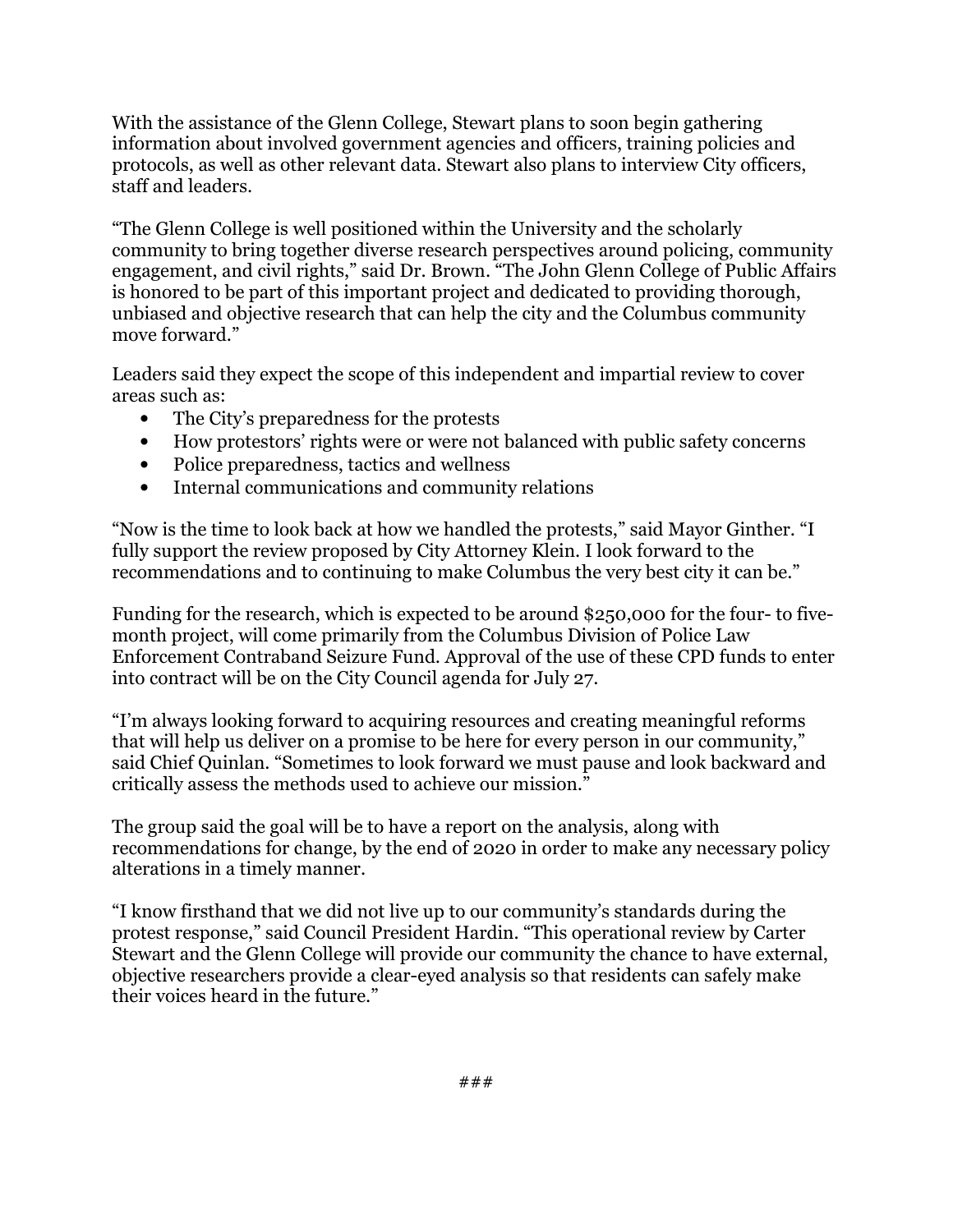With the assistance of the Glenn College, Stewart plans to soon begin gathering information about involved government agencies and officers, training policies and protocols, as well as other relevant data. Stewart also plans to interview City officers, staff and leaders.

"The Glenn College is well positioned within the University and the scholarly community to bring together diverse research perspectives around policing, community engagement, and civil rights," said Dr. Brown. "The John Glenn College of Public Affairs is honored to be part of this important project and dedicated to providing thorough, unbiased and objective research that can help the city and the Columbus community move forward."

Leaders said they expect the scope of this independent and impartial review to cover areas such as:

- The City's preparedness for the protests
- How protestors' rights were or were not balanced with public safety concerns
- Police preparedness, tactics and wellness
- Internal communications and community relations

"Now is the time to look back at how we handled the protests," said Mayor Ginther. "I fully support the review proposed by City Attorney Klein. I look forward to the recommendations and to continuing to make Columbus the very best city it can be."

Funding for the research, which is expected to be around $250,000 for the four- to five-month project, will come primarily from the Columbus Division of Police Law Enforcement Contraband Seizure Fund. Approval of the use of these CPD funds to enter into contract will be on the City Council agenda for July 27.

"I'm always looking forward to acquiring resources and creating meaningful reforms that will help us deliver on a promise to be here for every person in our community," said Chief Quinlan. "Sometimes to look forward we must pause and look backward and critically assess the methods used to achieve our mission."

The group said the goal will be to have a report on the analysis, along with recommendations for change, by the end of 2020 in order to make any necessary policy alterations in a timely manner.

"I know firsthand that we did not live up to our community's standards during the protest response," said Council President Hardin. "This operational review by Carter Stewart and the Glenn College will provide our community the chance to have external, objective researchers provide a clear-eyed analysis so that residents can safely make their voices heard in the future."

###